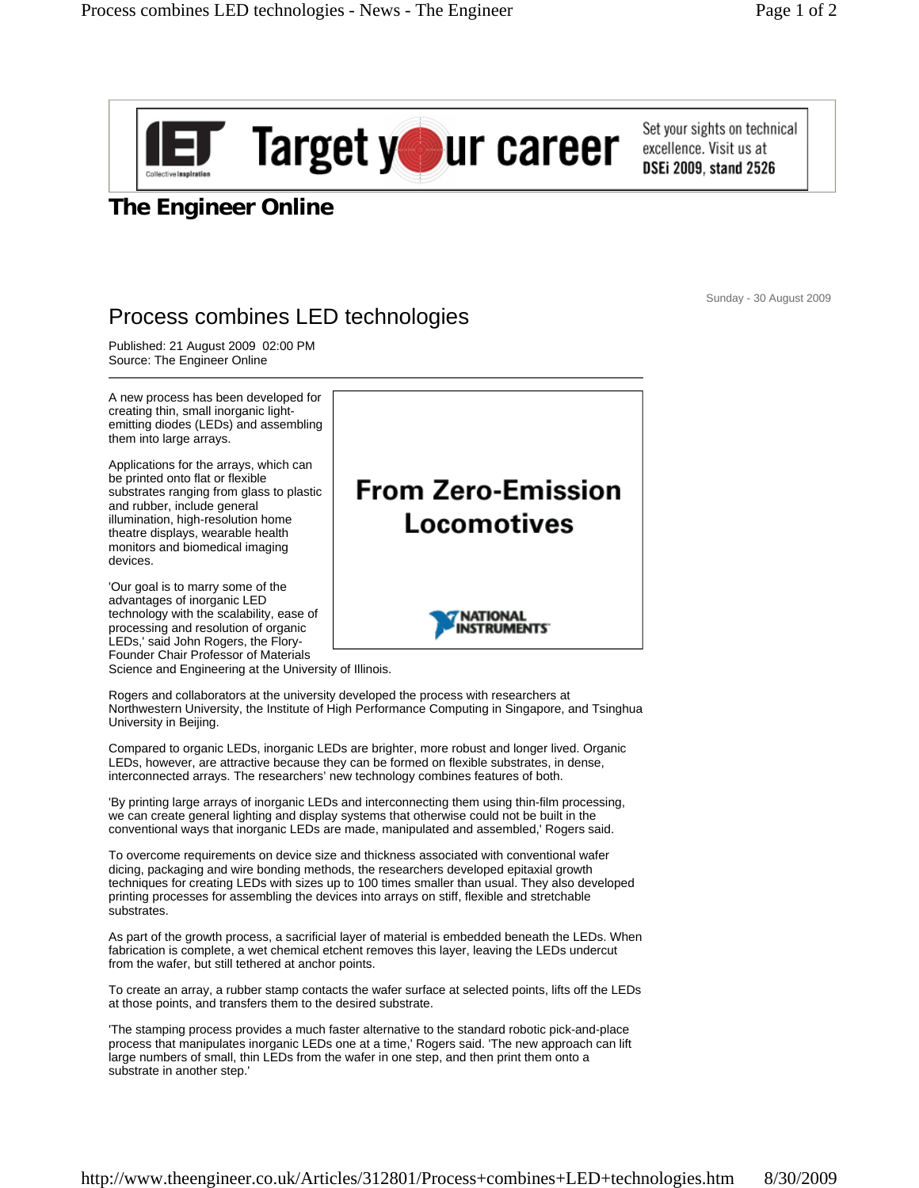# The Engineer Online

Sunday - 30 August 2009

## Process combines LED technologies

Published: 21 August 2009 02:00 PM
Source: The Engineer Online

A new process has been developed for creating thin, small inorganic light-emitting diodes (LEDs) and assembling them into large arrays.

Applications for the arrays, which can be printed onto flat or flexible substrates ranging from glass to plastic and rubber, include general illumination, high-resolution home theatre displays, wearable health monitors and biomedical imaging devices.

'Our goal is to marry some of the advantages of inorganic LED technology with the scalability, ease of processing and resolution of organic LEDs,' said John Rogers, the Flory-Founder Chair Professor of Materials Science and Engineering at the University of Illinois.

Rogers and collaborators at the university developed the process with researchers at Northwestern University, the Institute of High Performance Computing in Singapore, and Tsinghua University in Beijing.

Compared to organic LEDs, inorganic LEDs are brighter, more robust and longer lived. Organic LEDs, however, are attractive because they can be formed on flexible substrates, in dense, interconnected arrays. The researchers' new technology combines features of both.

'By printing large arrays of inorganic LEDs and interconnecting them using thin-film processing, we can create general lighting and display systems that otherwise could not be built in the conventional ways that inorganic LEDs are made, manipulated and assembled,' Rogers said.

To overcome requirements on device size and thickness associated with conventional wafer dicing, packaging and wire bonding methods, the researchers developed epitaxial growth techniques for creating LEDs with sizes up to 100 times smaller than usual. They also developed printing processes for assembling the devices into arrays on stiff, flexible and stretchable substrates.

As part of the growth process, a sacrificial layer of material is embedded beneath the LEDs. When fabrication is complete, a wet chemical etchant removes this layer, leaving the LEDs undercut from the wafer, but still tethered at anchor points.

To create an array, a rubber stamp contacts the wafer surface at selected points, lifts off the LEDs at those points, and transfers them to the desired substrate.

'The stamping process provides a much faster alternative to the standard robotic pick-and-place process that manipulates inorganic LEDs one at a time,' Rogers said. 'The new approach can lift large numbers of small, thin LEDs from the wafer in one step, and then print them onto a substrate in another step.'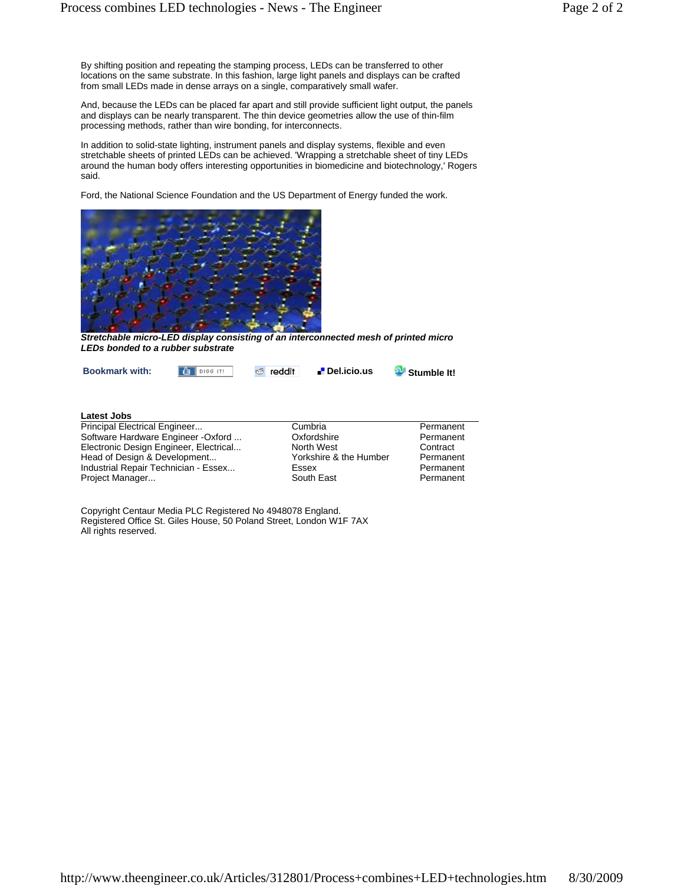By shifting position and repeating the stamping process, LEDs can be transferred to other locations on the same substrate. In this fashion, large light panels and displays can be crafted from small LEDs made in dense arrays on a single, comparatively small wafer.

And, because the LEDs can be placed far apart and still provide sufficient light output, the panels and displays can be nearly transparent. The thin device geometries allow the use of thin-film processing methods, rather than wire bonding, for interconnects.

In addition to solid-state lighting, instrument panels and display systems, flexible and even stretchable sheets of printed LEDs can be achieved. 'Wrapping a stretchable sheet of tiny LEDs around the human body offers interesting opportunities in biomedicine and biotechnology,' Rogers said.

Ford, the National Science Foundation and the US Department of Energy funded the work.

***Stretchable micro-LED display consisting of an interconnected mesh of printed micro LEDs bonded to a rubber substrate***

**Bookmark with:** DIGG IT! reddit **Del.icio.us** **Stumble It!**

**Latest Jobs**

| | | |
|---|---|---|
| Principal Electrical Engineer... | Cumbria | Permanent |
| Software Hardware Engineer -Oxford ... | Oxfordshire | Permanent |
| Electronic Design Engineer, Electrical... | North West | Contract |
| Head of Design & Development... | Yorkshire & the Humber | Permanent |
| Industrial Repair Technician - Essex... | Essex | Permanent |
| Project Manager... | South East | Permanent |

Copyright Centaur Media PLC Registered No 4948078 England.
Registered Office St. Giles House, 50 Poland Street, London W1F 7AX
All rights reserved.